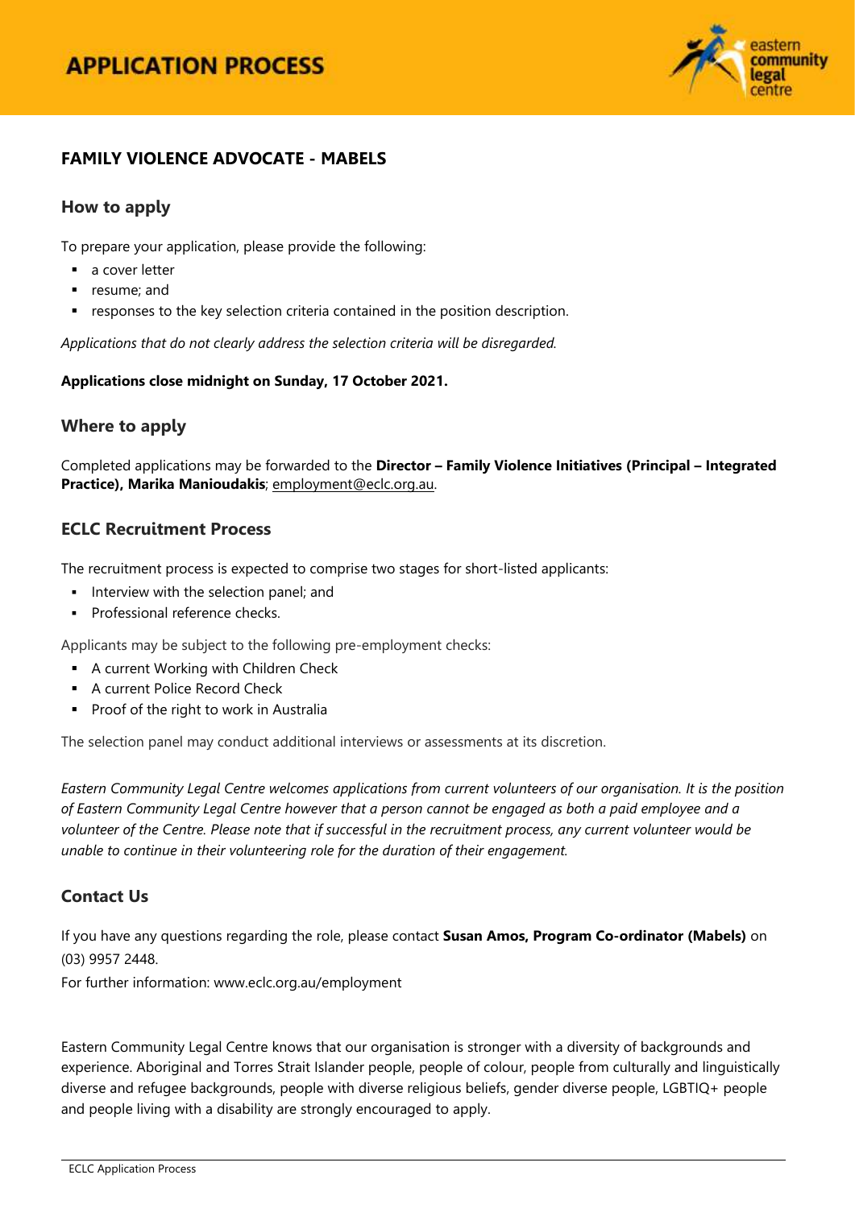# APPLICATION PROCESS

## FAMILY VIOLENCE ADVOCATE - MABELS

### How to apply

To prepare your application, please provide the following:

- a cover letter
- resume; and
- responses to the key selection criteria contained in the position description.

*Applications that do not clearly address the selection criteria will be disregarded.*

**Applications close midnight on Sunday, 17 October 2021.**

### Where to apply

Completed applications may be forwarded to the **Director – Family Violence Initiatives (Principal – Integrated Practice), Marika Manioudakis**; employment@eclc.org.au.

### ECLC Recruitment Process

The recruitment process is expected to comprise two stages for short-listed applicants:

- Interview with the selection panel; and
- Professional reference checks.

Applicants may be subject to the following pre-employment checks:

- A current Working with Children Check
- A current Police Record Check
- Proof of the right to work in Australia

The selection panel may conduct additional interviews or assessments at its discretion.

*Eastern Community Legal Centre welcomes applications from current volunteers of our organisation. It is the position of Eastern Community Legal Centre however that a person cannot be engaged as both a paid employee and a volunteer of the Centre. Please note that if successful in the recruitment process, any current volunteer would be unable to continue in their volunteering role for the duration of their engagement.*

### Contact Us

If you have any questions regarding the role, please contact **Susan Amos, Program Co-ordinator (Mabels)** on (03) 9957 2448.

For further information: www.eclc.org.au/employment

Eastern Community Legal Centre knows that our organisation is stronger with a diversity of backgrounds and experience. Aboriginal and Torres Strait Islander people, people of colour, people from culturally and linguistically diverse and refugee backgrounds, people with diverse religious beliefs, gender diverse people, LGBTIQ+ people and people living with a disability are strongly encouraged to apply.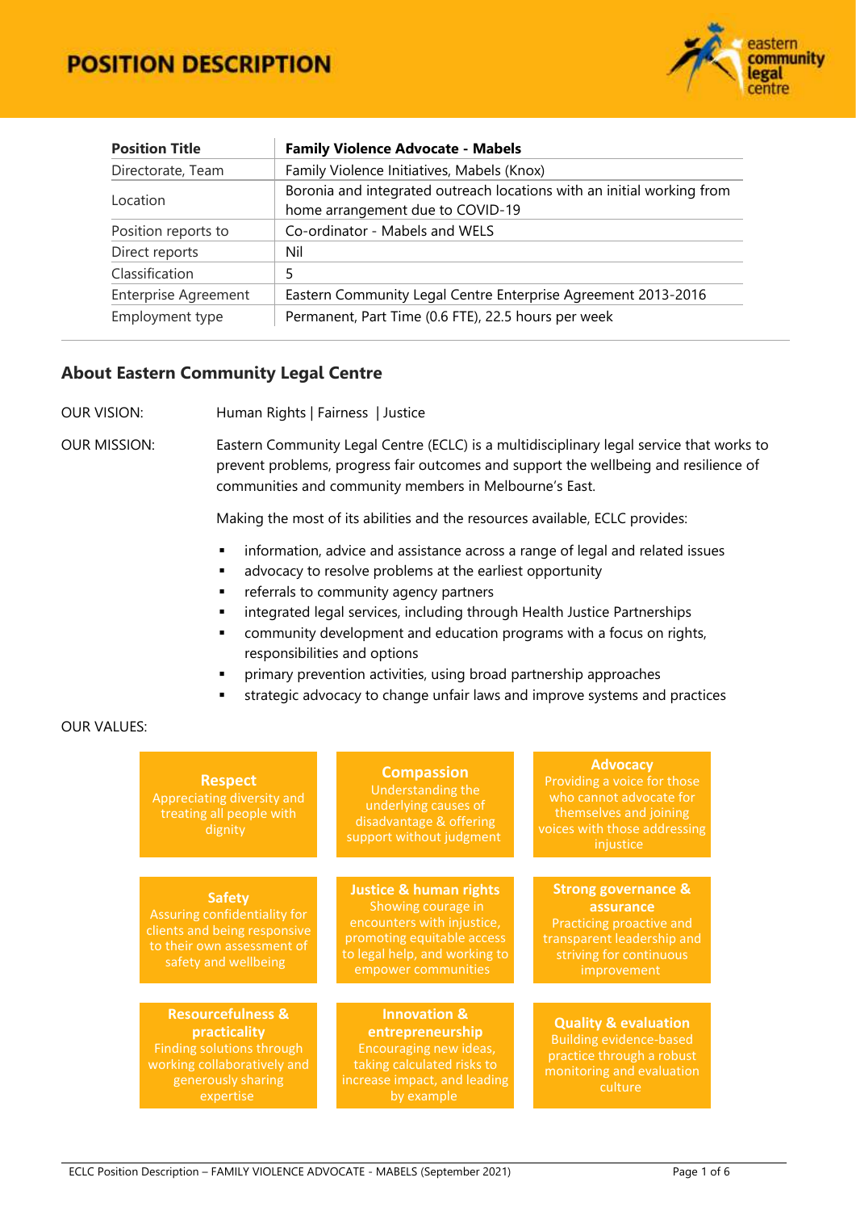# POSITION DESCRIPTION

| Position Title | Family Violence Advocate - Mabels |
|---|---|
| Directorate, Team | Family Violence Initiatives, Mabels (Knox) |
| Location | Boronia and integrated outreach locations with an initial working from home arrangement due to COVID-19 |
| Position reports to | Co-ordinator - Mabels and WELS |
| Direct reports | Nil |
| Classification | 5 |
| Enterprise Agreement | Eastern Community Legal Centre Enterprise Agreement 2013-2016 |
| Employment type | Permanent, Part Time (0.6 FTE), 22.5 hours per week |

## About Eastern Community Legal Centre

OUR VISION: Human Rights | Fairness | Justice

OUR MISSION: Eastern Community Legal Centre (ECLC) is a multidisciplinary legal service that works to prevent problems, progress fair outcomes and support the wellbeing and resilience of communities and community members in Melbourne's East.

Making the most of its abilities and the resources available, ECLC provides:

- information, advice and assistance across a range of legal and related issues
- advocacy to resolve problems at the earliest opportunity
- referrals to community agency partners
- integrated legal services, including through Health Justice Partnerships
- community development and education programs with a focus on rights, responsibilities and options
- primary prevention activities, using broad partnership approaches
- strategic advocacy to change unfair laws and improve systems and practices

OUR VALUES:

**Respect**
Appreciating diversity and treating all people with dignity

**Compassion**
Understanding the underlying causes of disadvantage & offering support without judgment

**Advocacy**
Providing a voice for those who cannot advocate for themselves and joining voices with those addressing injustice

**Safety**
Assuring confidentiality for clients and being responsive to their own assessment of safety and wellbeing

**Justice & human rights**
Showing courage in encounters with injustice, promoting equitable access to legal help, and working to empower communities

**Strong governance & assurance**
Practicing proactive and transparent leadership and striving for continuous improvement

**Resourcefulness & practicality**
Finding solutions through working collaboratively and generously sharing expertise

**Innovation & entrepreneurship**
Encouraging new ideas, taking calculated risks to increase impact, and leading by example

**Quality & evaluation**
Building evidence-based practice through a robust monitoring and evaluation culture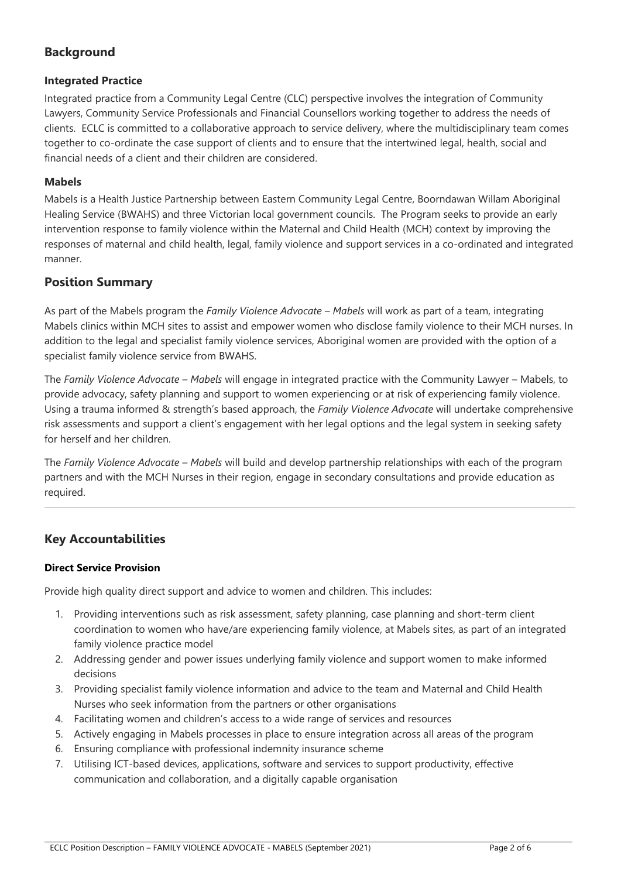## Background

### Integrated Practice

Integrated practice from a Community Legal Centre (CLC) perspective involves the integration of Community Lawyers, Community Service Professionals and Financial Counsellors working together to address the needs of clients. ECLC is committed to a collaborative approach to service delivery, where the multidisciplinary team comes together to co-ordinate the case support of clients and to ensure that the intertwined legal, health, social and financial needs of a client and their children are considered.

### Mabels

Mabels is a Health Justice Partnership between Eastern Community Legal Centre, Boorndawan Willam Aboriginal Healing Service (BWAHS) and three Victorian local government councils. The Program seeks to provide an early intervention response to family violence within the Maternal and Child Health (MCH) context by improving the responses of maternal and child health, legal, family violence and support services in a co-ordinated and integrated manner.

## Position Summary

As part of the Mabels program the *Family Violence Advocate – Mabels* will work as part of a team, integrating Mabels clinics within MCH sites to assist and empower women who disclose family violence to their MCH nurses. In addition to the legal and specialist family violence services, Aboriginal women are provided with the option of a specialist family violence service from BWAHS.

The *Family Violence Advocate – Mabels* will engage in integrated practice with the Community Lawyer – Mabels, to provide advocacy, safety planning and support to women experiencing or at risk of experiencing family violence. Using a trauma informed & strength's based approach, the *Family Violence Advocate* will undertake comprehensive risk assessments and support a client's engagement with her legal options and the legal system in seeking safety for herself and her children.

The *Family Violence Advocate – Mabels* will build and develop partnership relationships with each of the program partners and with the MCH Nurses in their region, engage in secondary consultations and provide education as required.

---

## Key Accountabilities

#### Direct Service Provision

Provide high quality direct support and advice to women and children. This includes:

1. Providing interventions such as risk assessment, safety planning, case planning and short-term client coordination to women who have/are experiencing family violence, at Mabels sites, as part of an integrated family violence practice model
2. Addressing gender and power issues underlying family violence and support women to make informed decisions
3. Providing specialist family violence information and advice to the team and Maternal and Child Health Nurses who seek information from the partners or other organisations
4. Facilitating women and children's access to a wide range of services and resources
5. Actively engaging in Mabels processes in place to ensure integration across all areas of the program
6. Ensuring compliance with professional indemnity insurance scheme
7. Utilising ICT-based devices, applications, software and services to support productivity, effective communication and collaboration, and a digitally capable organisation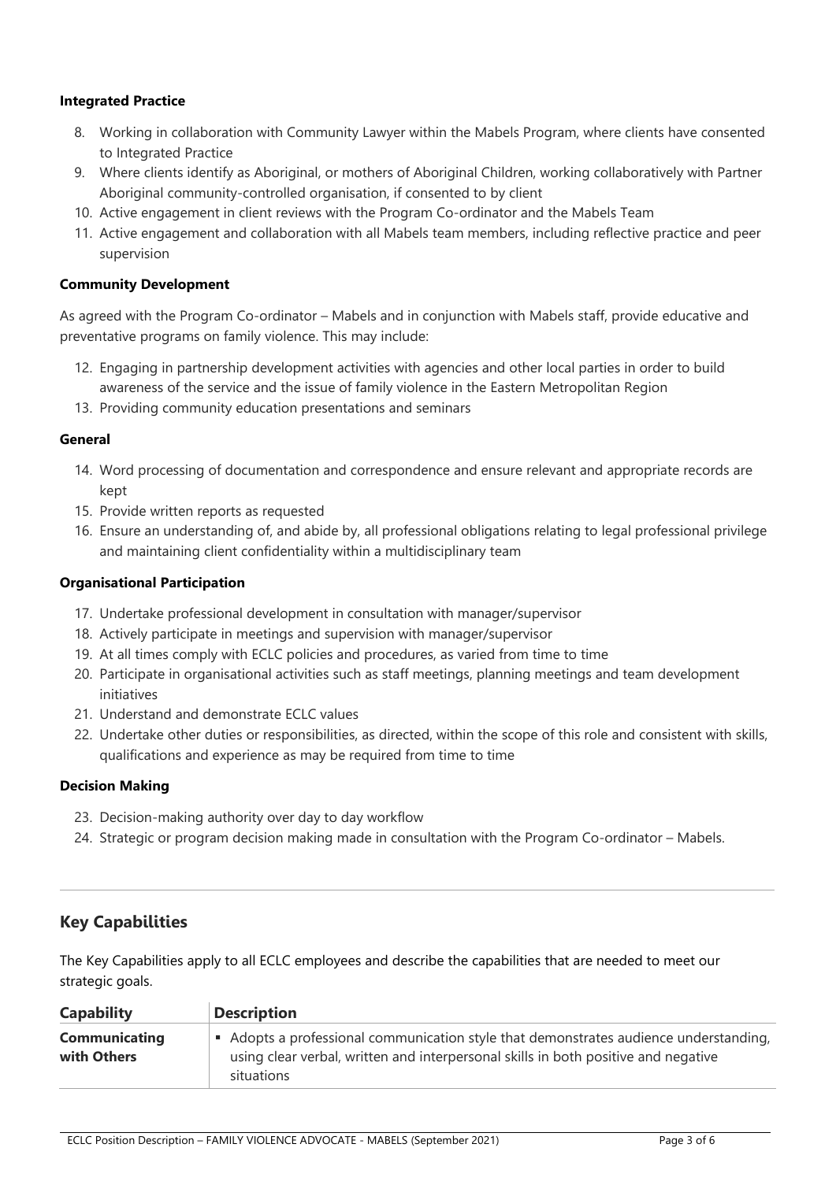**Integrated Practice**

8. Working in collaboration with Community Lawyer within the Mabels Program, where clients have consented to Integrated Practice
9. Where clients identify as Aboriginal, or mothers of Aboriginal Children, working collaboratively with Partner Aboriginal community-controlled organisation, if consented to by client
10. Active engagement in client reviews with the Program Co-ordinator and the Mabels Team
11. Active engagement and collaboration with all Mabels team members, including reflective practice and peer supervision

**Community Development**

As agreed with the Program Co-ordinator – Mabels and in conjunction with Mabels staff, provide educative and preventative programs on family violence. This may include:

12. Engaging in partnership development activities with agencies and other local parties in order to build awareness of the service and the issue of family violence in the Eastern Metropolitan Region
13. Providing community education presentations and seminars

**General**

14. Word processing of documentation and correspondence and ensure relevant and appropriate records are kept
15. Provide written reports as requested
16. Ensure an understanding of, and abide by, all professional obligations relating to legal professional privilege and maintaining client confidentiality within a multidisciplinary team

**Organisational Participation**

17. Undertake professional development in consultation with manager/supervisor
18. Actively participate in meetings and supervision with manager/supervisor
19. At all times comply with ECLC policies and procedures, as varied from time to time
20. Participate in organisational activities such as staff meetings, planning meetings and team development initiatives
21. Understand and demonstrate ECLC values
22. Undertake other duties or responsibilities, as directed, within the scope of this role and consistent with skills, qualifications and experience as may be required from time to time

**Decision Making**

23. Decision-making authority over day to day workflow
24. Strategic or program decision making made in consultation with the Program Co-ordinator – Mabels.

## Key Capabilities

The Key Capabilities apply to all ECLC employees and describe the capabilities that are needed to meet our strategic goals.

| Capability | Description |
|---|---|
| **Communicating with Others** | ▪ Adopts a professional communication style that demonstrates audience understanding, using clear verbal, written and interpersonal skills in both positive and negative situations |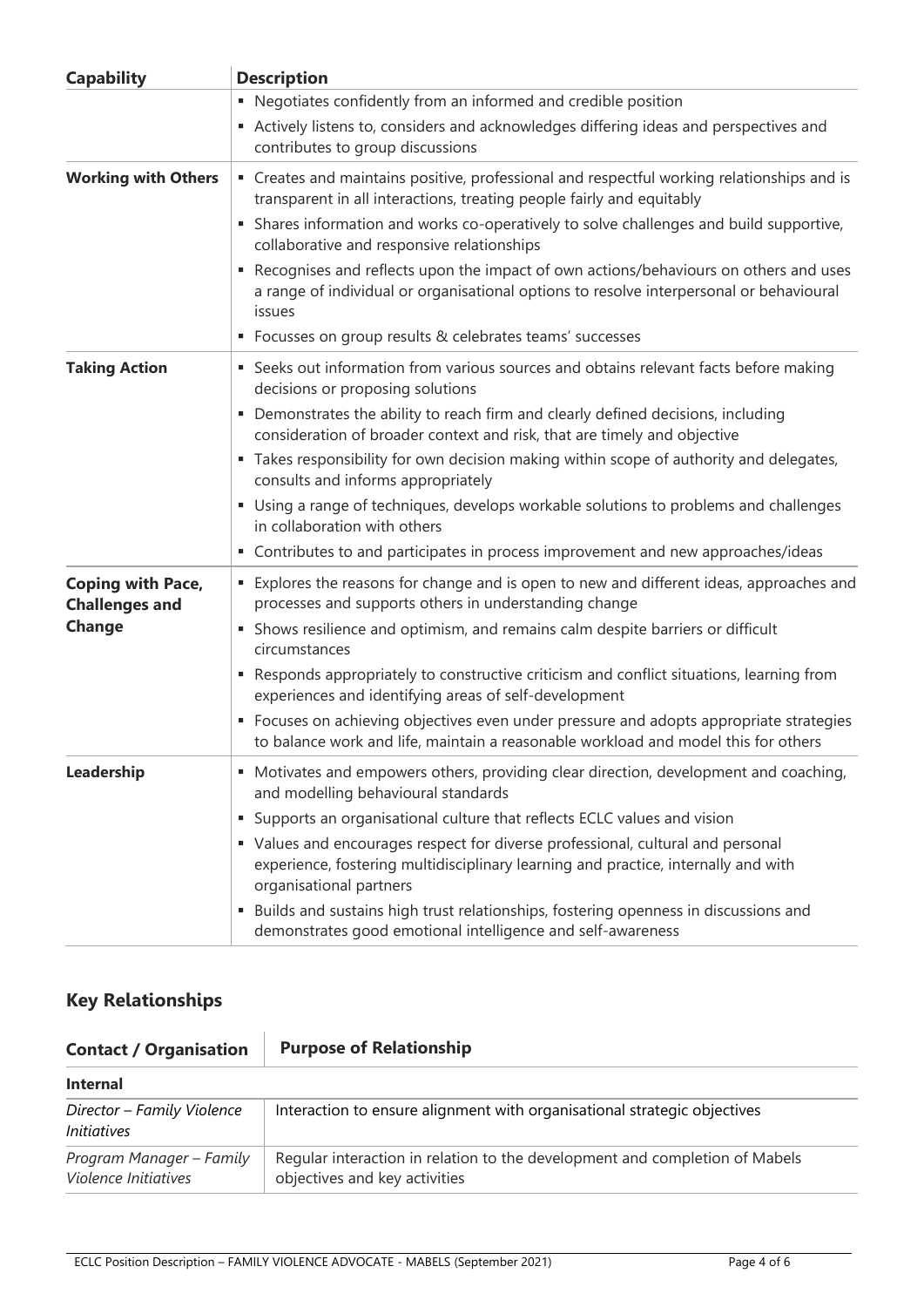| Capability | Description |
|---|---|
| | ▪ Negotiates confidently from an informed and credible position<br>▪ Actively listens to, considers and acknowledges differing ideas and perspectives and contributes to group discussions |
| **Working with Others** | ▪ Creates and maintains positive, professional and respectful working relationships and is transparent in all interactions, treating people fairly and equitably<br>▪ Shares information and works co-operatively to solve challenges and build supportive, collaborative and responsive relationships<br>▪ Recognises and reflects upon the impact of own actions/behaviours on others and uses a range of individual or organisational options to resolve interpersonal or behavioural issues<br>▪ Focusses on group results & celebrates teams' successes |
| **Taking Action** | ▪ Seeks out information from various sources and obtains relevant facts before making decisions or proposing solutions<br>▪ Demonstrates the ability to reach firm and clearly defined decisions, including consideration of broader context and risk, that are timely and objective<br>▪ Takes responsibility for own decision making within scope of authority and delegates, consults and informs appropriately<br>▪ Using a range of techniques, develops workable solutions to problems and challenges in collaboration with others<br>▪ Contributes to and participates in process improvement and new approaches/ideas |
| **Coping with Pace, Challenges and Change** | ▪ Explores the reasons for change and is open to new and different ideas, approaches and processes and supports others in understanding change<br>▪ Shows resilience and optimism, and remains calm despite barriers or difficult circumstances<br>▪ Responds appropriately to constructive criticism and conflict situations, learning from experiences and identifying areas of self-development<br>▪ Focuses on achieving objectives even under pressure and adopts appropriate strategies to balance work and life, maintain a reasonable workload and model this for others |
| **Leadership** | ▪ Motivates and empowers others, providing clear direction, development and coaching, and modelling behavioural standards<br>▪ Supports an organisational culture that reflects ECLC values and vision<br>▪ Values and encourages respect for diverse professional, cultural and personal experience, fostering multidisciplinary learning and practice, internally and with organisational partners<br>▪ Builds and sustains high trust relationships, fostering openness in discussions and demonstrates good emotional intelligence and self-awareness |

## Key Relationships

| Contact / Organisation | Purpose of Relationship |
|---|---|
| **Internal** | |
| *Director – Family Violence Initiatives* | Interaction to ensure alignment with organisational strategic objectives |
| *Program Manager – Family Violence Initiatives* | Regular interaction in relation to the development and completion of Mabels objectives and key activities |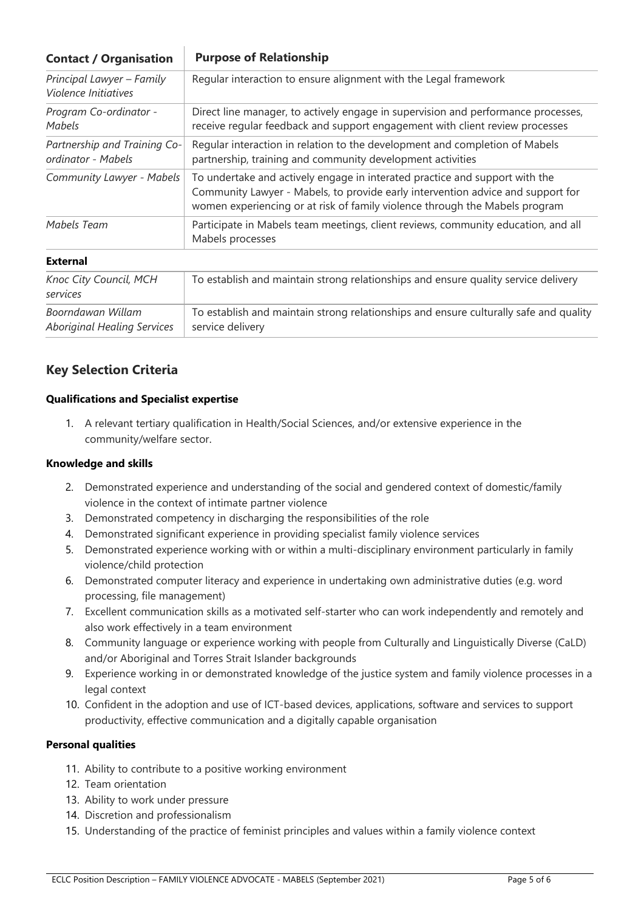| Contact / Organisation | Purpose of Relationship |
| --- | --- |
| *Principal Lawyer – Family Violence Initiatives* | Regular interaction to ensure alignment with the Legal framework |
| *Program Co-ordinator - Mabels* | Direct line manager, to actively engage in supervision and performance processes, receive regular feedback and support engagement with client review processes |
| *Partnership and Training Co-ordinator - Mabels* | Regular interaction in relation to the development and completion of Mabels partnership, training and community development activities |
| *Community Lawyer - Mabels* | To undertake and actively engage in interated practice and support with the Community Lawyer - Mabels, to provide early intervention advice and support for women experiencing or at risk of family violence through the Mabels program |
| *Mabels Team* | Participate in Mabels team meetings, client reviews, community education, and all Mabels processes |
| **External** | |
| *Knoc City Council, MCH services* | To establish and maintain strong relationships and ensure quality service delivery |
| *Boorndawan Willam Aboriginal Healing Services* | To establish and maintain strong relationships and ensure culturally safe and quality service delivery |

## Key Selection Criteria

**Qualifications and Specialist expertise**

1. A relevant tertiary qualification in Health/Social Sciences, and/or extensive experience in the community/welfare sector.

**Knowledge and skills**

2. Demonstrated experience and understanding of the social and gendered context of domestic/family violence in the context of intimate partner violence
3. Demonstrated competency in discharging the responsibilities of the role
4. Demonstrated significant experience in providing specialist family violence services
5. Demonstrated experience working with or within a multi-disciplinary environment particularly in family violence/child protection
6. Demonstrated computer literacy and experience in undertaking own administrative duties (e.g. word processing, file management)
7. Excellent communication skills as a motivated self-starter who can work independently and remotely and also work effectively in a team environment
8. Community language or experience working with people from Culturally and Linguistically Diverse (CaLD) and/or Aboriginal and Torres Strait Islander backgrounds
9. Experience working in or demonstrated knowledge of the justice system and family violence processes in a legal context
10. Confident in the adoption and use of ICT-based devices, applications, software and services to support productivity, effective communication and a digitally capable organisation

**Personal qualities**

11. Ability to contribute to a positive working environment
12. Team orientation
13. Ability to work under pressure
14. Discretion and professionalism
15. Understanding of the practice of feminist principles and values within a family violence context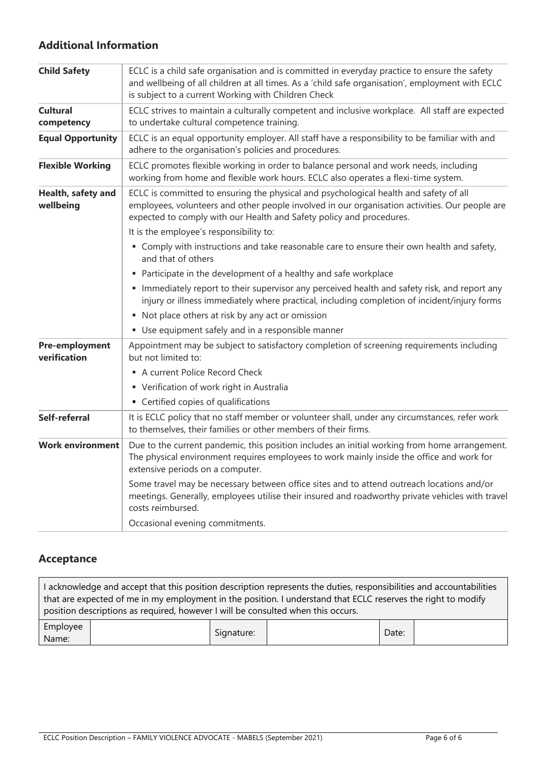## Additional Information

| | |
|---|---|
| **Child Safety** | ECLC is a child safe organisation and is committed in everyday practice to ensure the safety and wellbeing of all children at all times. As a 'child safe organisation', employment with ECLC is subject to a current Working with Children Check |
| **Cultural competency** | ECLC strives to maintain a culturally competent and inclusive workplace. All staff are expected to undertake cultural competence training. |
| **Equal Opportunity** | ECLC is an equal opportunity employer. All staff have a responsibility to be familiar with and adhere to the organisation's policies and procedures. |
| **Flexible Working** | ECLC promotes flexible working in order to balance personal and work needs, including working from home and flexible work hours. ECLC also operates a flexi-time system. |
| **Health, safety and wellbeing** | ECLC is committed to ensuring the physical and psychological health and safety of all employees, volunteers and other people involved in our organisation activities. Our people are expected to comply with our Health and Safety policy and procedures.<br>It is the employee's responsibility to:<br>▪ Comply with instructions and take reasonable care to ensure their own health and safety, and that of others<br>▪ Participate in the development of a healthy and safe workplace<br>▪ Immediately report to their supervisor any perceived health and safety risk, and report any injury or illness immediately where practical, including completion of incident/injury forms<br>▪ Not place others at risk by any act or omission<br>▪ Use equipment safely and in a responsible manner |
| **Pre-employment verification** | Appointment may be subject to satisfactory completion of screening requirements including but not limited to:<br>▪ A current Police Record Check<br>▪ Verification of work right in Australia<br>▪ Certified copies of qualifications |
| **Self-referral** | It is ECLC policy that no staff member or volunteer shall, under any circumstances, refer work to themselves, their families or other members of their firms. |
| **Work environment** | Due to the current pandemic, this position includes an initial working from home arrangement. The physical environment requires employees to work mainly inside the office and work for extensive periods on a computer.<br>Some travel may be necessary between office sites and to attend outreach locations and/or meetings. Generally, employees utilise their insured and roadworthy private vehicles with travel costs reimbursed.<br>Occasional evening commitments. |

## Acceptance

I acknowledge and accept that this position description represents the duties, responsibilities and accountabilities that are expected of me in my employment in the position. I understand that ECLC reserves the right to modify position descriptions as required, however I will be consulted when this occurs.

| | | | | | |
|---|---|---|---|---|---|
| Employee Name: | | Signature: | | Date: | |